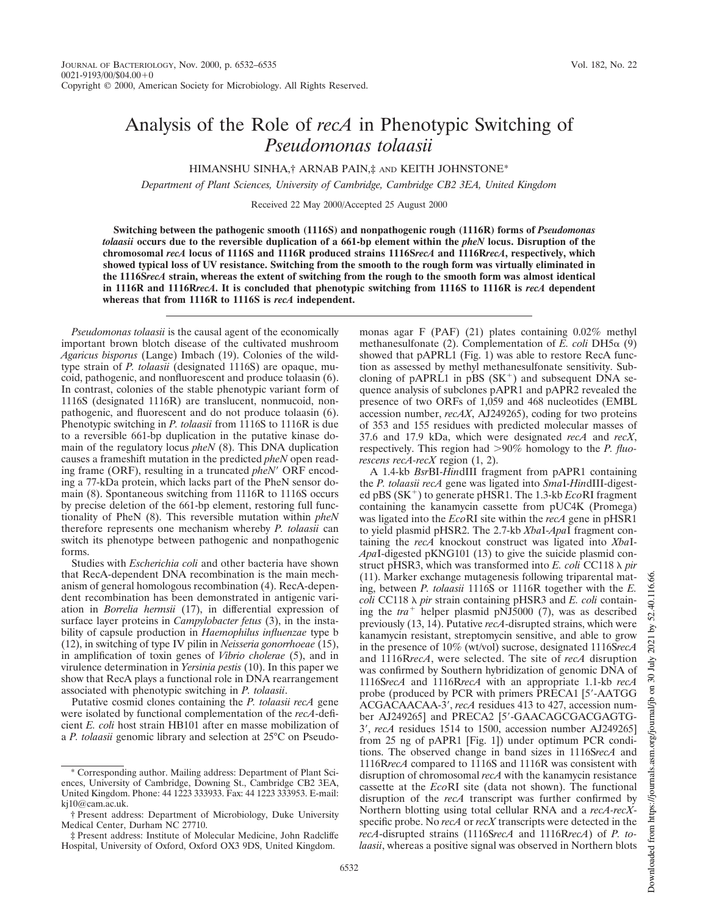# Analysis of the Role of *recA* in Phenotypic Switching of *Pseudomonas tolaasii*

HIMANSHU SINHA,† ARNAB PAIN,‡ AND KEITH JOHNSTONE*

*Department of Plant Sciences, University of Cambridge, Cambridge CB2 3EA, United Kingdom*

Received 22 May 2000/Accepted 25 August 2000

**Switching between the pathogenic smooth (1116S) and nonpathogenic rough (1116R) forms of *Pseudomonas tolaasii* occurs due to the reversible duplication of a 661-bp element within the *pheN* locus. Disruption of the chromosomal *recA* locus of 1116S and 1116R produced strains 1116S*recA* and 1116R*recA*, respectively, which showed typical loss of UV resistance. Switching from the smooth to the rough form was virtually eliminated in the 1116S*recA* strain, whereas the extent of switching from the rough to the smooth form was almost identical in 1116R and 1116R*recA*. It is concluded that phenotypic switching from 1116S to 1116R is *recA* dependent whereas that from 1116R to 1116S is *recA* independent.**

*Pseudomonas tolaasii* is the causal agent of the economically important brown blotch disease of the cultivated mushroom *Agaricus bisporus* (Lange) Imbach (19). Colonies of the wild-type strain of *P. tolaasii* (designated 1116S) are opaque, mucoid, pathogenic, and nonfluorescent and produce tolaasin (6). In contrast, colonies of the stable phenotypic variant form of 1116S (designated 1116R) are translucent, nonmucoid, nonpathogenic, and fluorescent and do not produce tolaasin (6). Phenotypic switching in *P. tolaasii* from 1116S to 1116R is due to a reversible 661-bp duplication in the putative kinase domain of the regulatory locus *pheN* (8). This DNA duplication causes a frameshift mutation in the predicted *pheN* open reading frame (ORF), resulting in a truncated *pheN′* ORF encoding a 77-kDa protein, which lacks part of the PheN sensor domain (8). Spontaneous switching from 1116R to 1116S occurs by precise deletion of the 661-bp element, restoring full functionality of PheN (8). This reversible mutation within *pheN* therefore represents one mechanism whereby *P. tolaasii* can switch its phenotype between pathogenic and nonpathogenic forms.

Studies with *Escherichia coli* and other bacteria have shown that RecA-dependent DNA recombination is the main mechanism of general homologous recombination (4). RecA-dependent recombination has been demonstrated in antigenic variation in *Borrelia hermsii* (17), in differential expression of surface layer proteins in *Campylobacter fetus* (3), in the instability of capsule production in *Haemophilus influenzae* type b (12), in switching of type IV pilin in *Neisseria gonorrhoeae* (15), in amplification of toxin genes of *Vibrio cholerae* (5), and in virulence determination in *Yersinia pestis* (10). In this paper we show that RecA plays a functional role in DNA rearrangement associated with phenotypic switching in *P. tolaasii*.

Putative cosmid clones containing the *P. tolaasii recA* gene were isolated by functional complementation of the *recA*-deficient *E. coli* host strain HB101 after en masse mobilization of a *P. tolaasii* genomic library and selection at 25°C on Pseudomonas agar F (PAF) (21) plates containing 0.02% methyl methanesulfonate (2). Complementation of *E. coli* DH5α (9) showed that pAPRL1 (Fig. 1) was able to restore RecA function as assessed by methyl methanesulfonate sensitivity. Subcloning of pAPRL1 in pBS ($SK^+$) and subsequent DNA sequence analysis of subclones pAPR1 and pAPR2 revealed the presence of two ORFs of 1,059 and 468 nucleotides (EMBL accession number, *recAX*, AJ249265), coding for two proteins of 353 and 155 residues with predicted molecular masses of 37.6 and 17.9 kDa, which were designated *recA* and *recX*, respectively. This region had >90% homology to the *P. fluorescens recA-recX* region (1, 2).

A 1.4-kb *Bsr*BI-*Hin*dIII fragment from pAPR1 containing the *P. tolaasii recA* gene was ligated into *Sma*I-*Hin*dIII-digested pBS ($SK^+$) to generate pHSR1. The 1.3-kb *Eco*RI fragment containing the kanamycin cassette from pUC4K (Promega) was ligated into the *Eco*RI site within the *recA* gene in pHSR1 to yield plasmid pHSR2. The 2.7-kb *Xba*I-*Apa*I fragment containing the *recA* knockout construct was ligated into *Xba*I-*Apa*I-digested pKNG101 (13) to give the suicide plasmid construct pHSR3, which was transformed into *E. coli* CC118 λ *pir* (11). Marker exchange mutagenesis following triparental mating, between *P. tolaasii* 1116S or 1116R together with the *E. coli* CC118 λ *pir* strain containing pHSR3 and *E. coli* containing the $tra^+$ helper plasmid pNJ5000 (7), was as described previously (13, 14). Putative *recA*-disrupted strains, which were kanamycin resistant, streptomycin sensitive, and able to grow in the presence of 10% (wt/vol) sucrose, designated 1116S*recA* and 1116R*recA*, were selected. The site of *recA* disruption was confirmed by Southern hybridization of genomic DNA of 1116S*recA* and 1116R*recA* with an appropriate 1.1-kb *recA* probe (produced by PCR with primers PRECA1 [5′-AATGG ACGACAACAA-3′, *recA* residues 413 to 427, accession number AJ249265] and PRECA2 [5′-GAACAGCGACGAGTG-3′, *recA* residues 1514 to 1500, accession number AJ249265] from 25 ng of pAPR1 [Fig. 1]) under optimum PCR conditions. The observed change in band sizes in 1116S*recA* and 1116R*recA* compared to 1116S and 1116R was consistent with disruption of chromosomal *recA* with the kanamycin resistance cassette at the *Eco*RI site (data not shown). The functional disruption of the *recA* transcript was further confirmed by Northern blotting using total cellular RNA and a *recA-recX*-specific probe. No *recA* or *recX* transcripts were detected in the *recA*-disrupted strains (1116S*recA* and 1116R*recA*) of *P. tolaasii*, whereas a positive signal was observed in Northern blots

* Corresponding author. Mailing address: Department of Plant Sciences, University of Cambridge, Downing St., Cambridge CB2 3EA, United Kingdom. Phone: 44 1223 333933. Fax: 44 1223 333953. E-mail: kj10@cam.ac.uk.

† Present address: Department of Microbiology, Duke University Medical Center, Durham NC 27710.

‡ Present address: Institute of Molecular Medicine, John Radcliffe Hospital, University of Oxford, Oxford OX3 9DS, United Kingdom.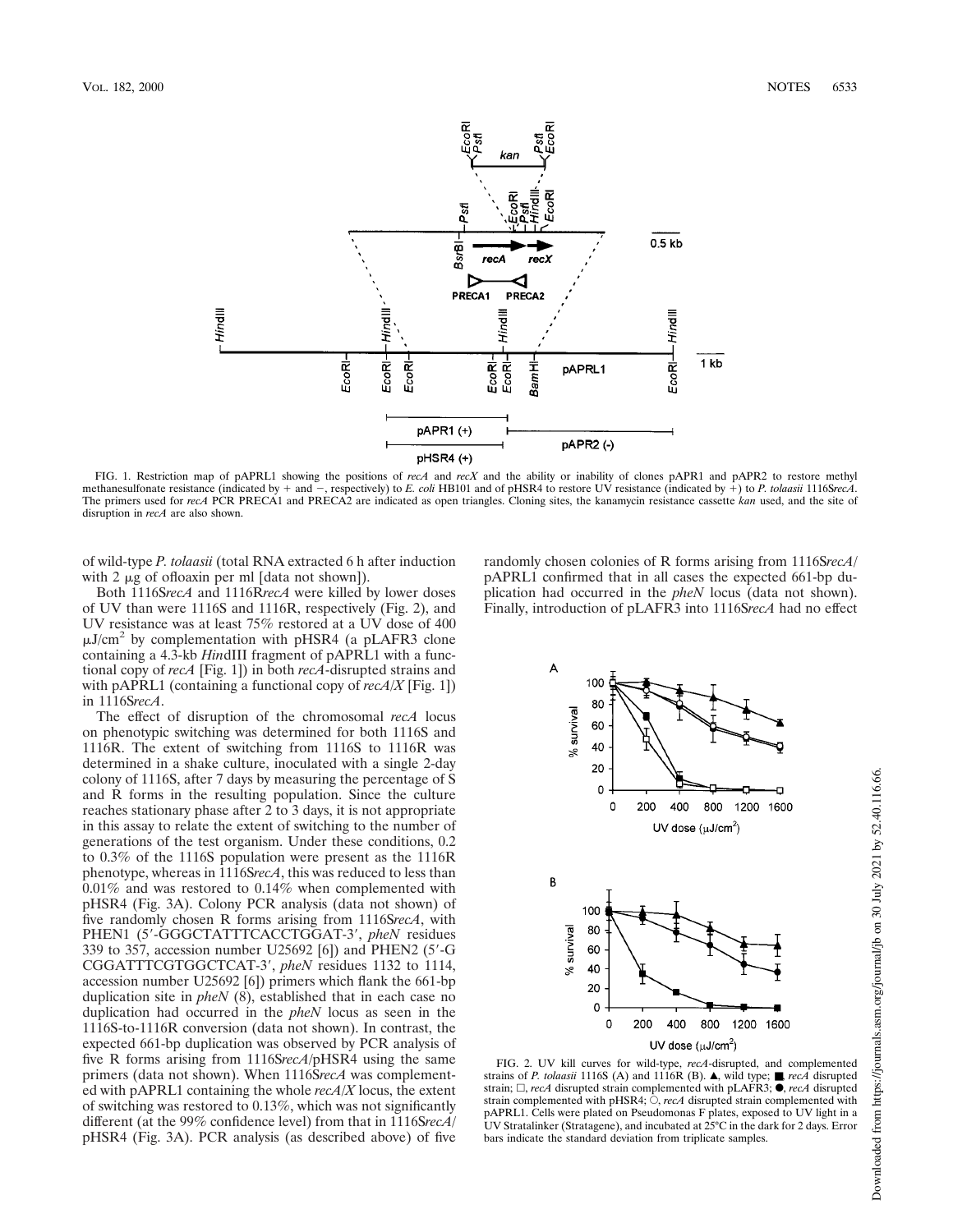FIG. 1. Restriction map of pAPRL1 showing the positions of *recA* and *recX* and the ability or inability of clones pAPR1 and pAPR2 to restore methyl methanesulfonate resistance (indicated by + and −, respectively) to *E. coli* HB101 and of pHSR4 to restore UV resistance (indicated by +) to *P. tolaasii* 1116S*recA*. The primers used for *recA* PCR PRECA1 and PRECA2 are indicated as open triangles. Cloning sites, the kanamycin resistance cassette *kan* used, and the site of disruption in *recA* are also shown.

of wild-type *P. tolaasii* (total RNA extracted 6 h after induction with 2 μg of ofloaxin per ml [data not shown]).

Both 1116S*recA* and 1116R*recA* were killed by lower doses of UV than were 1116S and 1116R, respectively (Fig. 2), and UV resistance was at least 75% restored at a UV dose of 400 μJ/cm$^2$ by complementation with pHSR4 (a pLAFR3 clone containing a 4.3-kb *Hin*dIII fragment of pAPRL1 with a functional copy of *recA* [Fig. 1]) in both *recA*-disrupted strains and with pAPRL1 (containing a functional copy of *recA/X* [Fig. 1]) in 1116S*recA*.

The effect of disruption of the chromosomal *recA* locus on phenotypic switching was determined for both 1116S and 1116R. The extent of switching from 1116S to 1116R was determined in a shake culture, inoculated with a single 2-day colony of 1116S, after 7 days by measuring the percentage of S and R forms in the resulting population. Since the culture reaches stationary phase after 2 to 3 days, it is not appropriate in this assay to relate the extent of switching to the number of generations of the test organism. Under these conditions, 0.2 to 0.3% of the 1116S population were present as the 1116R phenotype, whereas in 1116S*recA*, this was reduced to less than 0.01% and was restored to 0.14% when complemented with pHSR4 (Fig. 3A). Colony PCR analysis (data not shown) of five randomly chosen R forms arising from 1116S*recA*, with PHEN1 (5′-GGGCTATTTCACCTGGAT-3′, *pheN* residues 339 to 357, accession number U25692 [6]) and PHEN2 (5′-G CGGATTTCGTGGCTCAT-3′, *pheN* residues 1132 to 1114, accession number U25692 [6]) primers which flank the 661-bp duplication site in *pheN* (8), established that in each case no duplication had occurred in the *pheN* locus as seen in the 1116S-to-1116R conversion (data not shown). In contrast, the expected 661-bp duplication was observed by PCR analysis of five R forms arising from 1116S*recA*/pHSR4 using the same primers (data not shown). When 1116S*recA* was complemented with pAPRL1 containing the whole *recA/X* locus, the extent of switching was restored to 0.13%, which was not significantly different (at the 99% confidence level) from that in 1116S*recA*/pHSR4 (Fig. 3A). PCR analysis (as described above) of five randomly chosen colonies of R forms arising from 1116S*recA*/pAPRL1 confirmed that in all cases the expected 661-bp duplication had occurred in the *pheN* locus (data not shown). Finally, introduction of pLAFR3 into 1116S*recA* had no effect

FIG. 2. UV kill curves for wild-type, *recA*-disrupted, and complemented strains of *P. tolaasii* 1116S (A) and 1116R (B). ▲, wild type; ■, *recA* disrupted strain; □, *recA* disrupted strain complemented with pLAFR3; ●, *recA* disrupted strain complemented with pHSR4; ○, *recA* disrupted strain complemented with pAPRL1. Cells were plated on Pseudomonas F plates, exposed to UV light in a UV Stratalinker (Stratagene), and incubated at 25°C in the dark for 2 days. Error bars indicate the standard deviation from triplicate samples.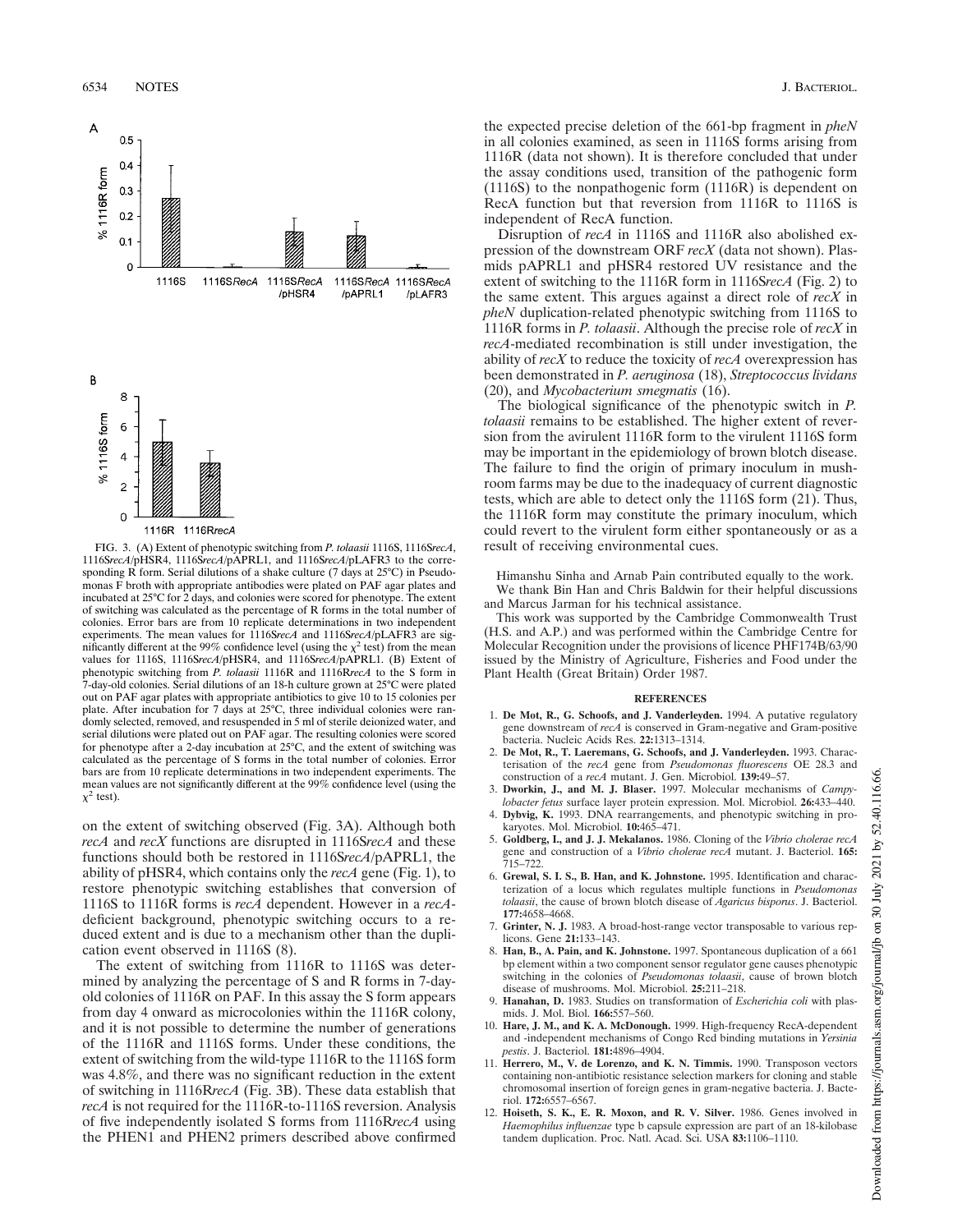FIG. 3. (A) Extent of phenotypic switching from *P. tolaasii* 1116S, 1116S*recA*, 1116S*recA*/pHSR4, 1116S*recA*/pAPRL1, and 1116S*recA*/pLAFR3 to the corresponding R form. Serial dilutions of a shake culture (7 days at 25°C) in Pseudomonas F broth with appropriate antibodies were plated on PAF agar plates and incubated at 25°C for 2 days, and colonies were scored for phenotype. The extent of switching was calculated as the percentage of R forms in the total number of colonies. Error bars are from 10 replicate determinations in two independent experiments. The mean values for 1116S*recA* and 1116S*recA*/pLAFR3 are significantly different at the 99% confidence level (using the $\chi^2$ test) from the mean values for 1116S, 1116S*recA*/pHSR4, and 1116S*recA*/pAPRL1. (B) Extent of phenotypic switching from *P. tolaasii* 1116R and 1116R*recA* to the S form in 7-day-old colonies. Serial dilutions of an 18-h culture grown at 25°C were plated out on PAF agar plates with appropriate antibiotics to give 10 to 15 colonies per plate. After incubation for 7 days at 25°C, three individual colonies were randomly selected, removed, and resuspended in 5 ml of sterile deionized water, and serial dilutions were plated out on PAF agar. The resulting colonies were scored for phenotype after a 2-day incubation at 25°C, and the extent of switching was calculated as the percentage of S forms in the total number of colonies. Error bars are from 10 replicate determinations in two independent experiments. The mean values are not significantly different at the 99% confidence level (using the $\chi^2$ test).

on the extent of switching observed (Fig. 3A). Although both *recA* and *recX* functions are disrupted in 1116S*recA* and these functions should both be restored in 1116S*recA*/pAPRL1, the ability of pHSR4, which contains only the *recA* gene (Fig. 1), to restore phenotypic switching establishes that conversion of 1116S to 1116R forms is *recA* dependent. However in a *recA*-deficient background, phenotypic switching occurs to a reduced extent and is due to a mechanism other than the duplication event observed in 1116S (8).

The extent of switching from 1116R to 1116S was determined by analyzing the percentage of S and R forms in 7-day-old colonies of 1116R on PAF. In this assay the S form appears from day 4 onward as microcolonies within the 1116R colony, and it is not possible to determine the number of generations of the 1116R and 1116S forms. Under these conditions, the extent of switching from the wild-type 1116R to the 1116S form was 4.8%, and there was no significant reduction in the extent of switching in 1116R*recA* (Fig. 3B). These data establish that *recA* is not required for the 1116R-to-1116S reversion. Analysis of five independently isolated S forms from 1116R*recA* using the PHEN1 and PHEN2 primers described above confirmed the expected precise deletion of the 661-bp fragment in *pheN* in all colonies examined, as seen in 1116S forms arising from 1116R (data not shown). It is therefore concluded that under the assay conditions used, transition of the pathogenic form (1116S) to the nonpathogenic form (1116R) is dependent on RecA function but that reversion from 1116R to 1116S is independent of RecA function.

Disruption of *recA* in 1116S and 1116R also abolished expression of the downstream ORF *recX* (data not shown). Plasmids pAPRL1 and pHSR4 restored UV resistance and the extent of switching to the 1116R form in 1116S*recA* (Fig. 2) to the same extent. This argues against a direct role of *recX* in *pheN* duplication-related phenotypic switching from 1116S to 1116R forms in *P. tolaasii*. Although the precise role of *recX* in *recA*-mediated recombination is still under investigation, the ability of *recX* to reduce the toxicity of *recA* overexpression has been demonstrated in *P. aeruginosa* (18), *Streptococcus lividans* (20), and *Mycobacterium smegmatis* (16).

The biological significance of the phenotypic switch in *P. tolaasii* remains to be established. The higher extent of reversion from the avirulent 1116R form to the virulent 1116S form may be important in the epidemiology of brown blotch disease. The failure to find the origin of primary inoculum in mushroom farms may be due to the inadequacy of current diagnostic tests, which are able to detect only the 1116S form (21). Thus, the 1116R form may constitute the primary inoculum, which could revert to the virulent form either spontaneously or as a result of receiving environmental cues.

Himanshu Sinha and Arnab Pain contributed equally to the work.

We thank Bin Han and Chris Baldwin for their helpful discussions and Marcus Jarman for his technical assistance.

This work was supported by the Cambridge Commonwealth Trust (H.S. and A.P.) and was performed within the Cambridge Centre for Molecular Recognition under the provisions of licence PHF174B/63/90 issued by the Ministry of Agriculture, Fisheries and Food under the Plant Health (Great Britain) Order 1987.

## REFERENCES

1. **De Mot, R., G. Schoofs, and J. Vanderleyden.** 1994. A putative regulatory gene downstream of *recA* is conserved in Gram-negative and Gram-positive bacteria. Nucleic Acids Res. **22:**1313–1314.
2. **De Mot, R., T. Laeremans, G. Schoofs, and J. Vanderleyden.** 1993. Characterisation of the *recA* gene from *Pseudomonas fluorescens* OE 28.3 and construction of a *recA* mutant. J. Gen. Microbiol. **139:**49–57.
3. **Dworkin, J., and M. J. Blaser.** 1997. Molecular mechanisms of *Campylobacter fetus* surface layer protein expression. Mol. Microbiol. **26:**433–440.
4. **Dybvig, K.** 1993. DNA rearrangements, and phenotypic switching in prokaryotes. Mol. Microbiol. **10:**465–471.
5. **Goldberg, I., and J. J. Mekalanos.** 1986. Cloning of the *Vibrio cholerae recA* gene and construction of a *Vibrio cholerae recA* mutant. J. Bacteriol. **165:** 715–722.
6. **Grewal, S. I. S., B. Han, and K. Johnstone.** 1995. Identification and characterization of a locus which regulates multiple functions in *Pseudomonas tolaasii*, the cause of brown blotch disease of *Agaricus bisporus*. J. Bacteriol. **177:**4658–4668.
7. **Grinter, N. J.** 1983. A broad-host-range vector transposable to various replicons. Gene **21:**133–143.
8. **Han, B., A. Pain, and K. Johnstone.** 1997. Spontaneous duplication of a 661 bp element within a two component sensor regulator gene causes phenotypic switching in the colonies of *Pseudomonas tolaasii*, cause of brown blotch disease of mushrooms. Mol. Microbiol. **25:**211–218.
9. **Hanahan, D.** 1983. Studies on transformation of *Escherichia coli* with plasmids. J. Mol. Biol. **166:**557–560.
10. **Hare, J. M., and K. A. McDonough.** 1999. High-frequency RecA-dependent and -independent mechanisms of Congo Red binding mutations in *Yersinia pestis*. J. Bacteriol. **181:**4896–4904.
11. **Herrero, M., V. de Lorenzo, and K. N. Timmis.** 1990. Transposon vectors containing non-antibiotic resistance selection markers for cloning and stable chromosomal insertion of foreign genes in gram-negative bacteria. J. Bacteriol. **172:**6557–6567.
12. **Hoiseth, S. K., E. R. Moxon, and R. V. Silver.** 1986. Genes involved in *Haemophilus influenzae* type b capsule expression are part of an 18-kilobase tandem duplication. Proc. Natl. Acad. Sci. USA **83:**1106–1110.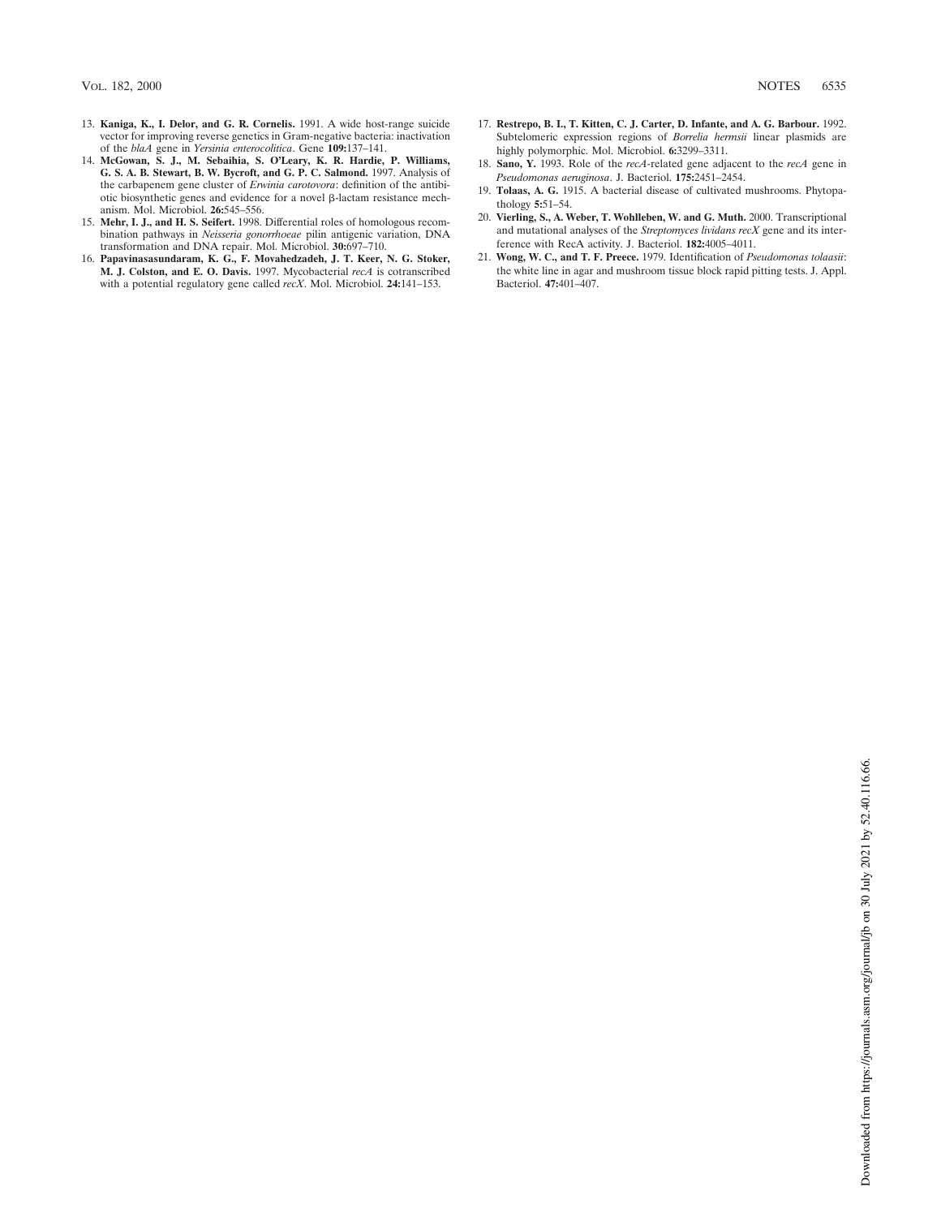13. **Kaniga, K., I. Delor, and G. R. Cornelis.** 1991. A wide host-range suicide vector for improving reverse genetics in Gram-negative bacteria: inactivation of the *blaA* gene in *Yersinia enterocolitica*. Gene **109:**137–141.
14. **McGowan, S. J., M. Sebaihia, S. O'Leary, K. R. Hardie, P. Williams, G. S. A. B. Stewart, B. W. Bycroft, and G. P. C. Salmond.** 1997. Analysis of the carbapenem gene cluster of *Erwinia carotovora*: definition of the antibiotic biosynthetic genes and evidence for a novel β-lactam resistance mechanism. Mol. Microbiol. **26:**545–556.
15. **Mehr, I. J., and H. S. Seifert.** 1998. Differential roles of homologous recombination pathways in *Neisseria gonorrhoeae* pilin antigenic variation, DNA transformation and DNA repair. Mol. Microbiol. **30:**697–710.
16. **Papavinasasundaram, K. G., F. Movahedzadeh, J. T. Keer, N. G. Stoker, M. J. Colston, and E. O. Davis.** 1997. Mycobacterial *recA* is cotranscribed with a potential regulatory gene called *recX*. Mol. Microbiol. **24:**141–153.
17. **Restrepo, B. I., T. Kitten, C. J. Carter, D. Infante, and A. G. Barbour.** 1992. Subtelomeric expression regions of *Borrelia hermsii* linear plasmids are highly polymorphic. Mol. Microbiol. **6:**3299–3311.
18. **Sano, Y.** 1993. Role of the *recA*-related gene adjacent to the *recA* gene in *Pseudomonas aeruginosa*. J. Bacteriol. **175:**2451–2454.
19. **Tolaas, A. G.** 1915. A bacterial disease of cultivated mushrooms. Phytopathology **5:**51–54.
20. **Vierling, S., A. Weber, T. Wohlleben, W. and G. Muth.** 2000. Transcriptional and mutational analyses of the *Streptomyces lividans recX* gene and its interference with RecA activity. J. Bacteriol. **182:**4005–4011.
21. **Wong, W. C., and T. F. Preece.** 1979. Identification of *Pseudomonas tolaasii*: the white line in agar and mushroom tissue block rapid pitting tests. J. Appl. Bacteriol. **47:**401–407.